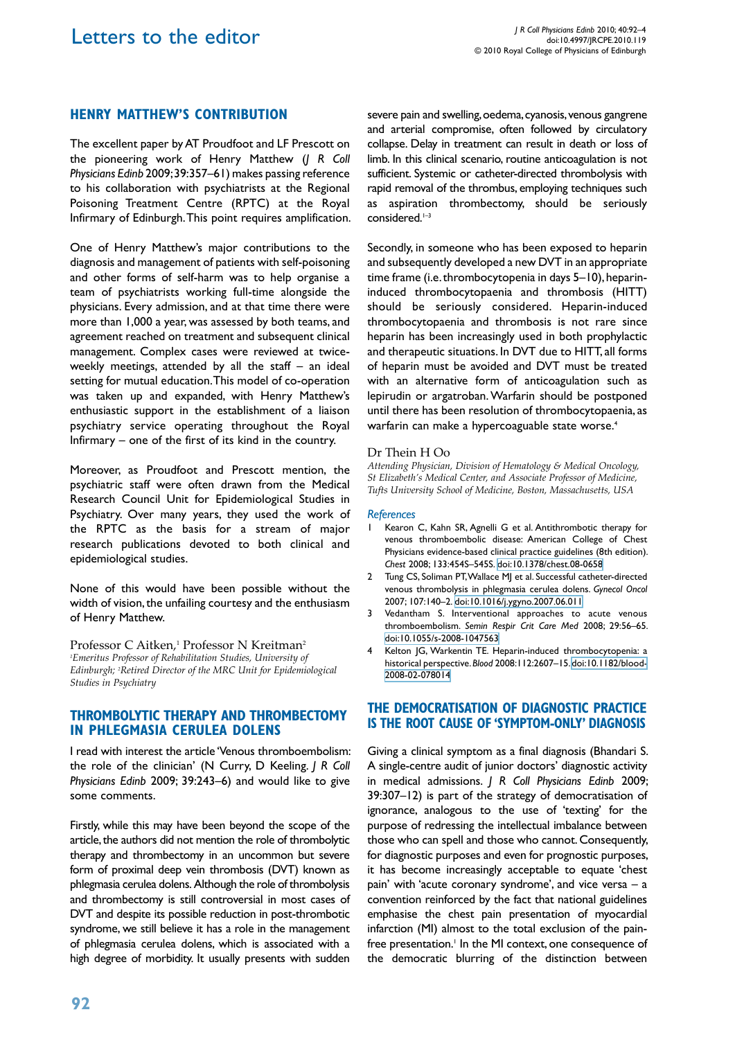# Letters to the editor

## HENRY MATTHEW'S CONTRIBUTION

The excellent paper by AT Proudfoot and LF Prescott on the pioneering work of Henry Matthew (*J R Coll Physicians Edinb* 2009;39:357–61) makes passing reference to his collaboration with psychiatrists at the Regional Poisoning Treatment Centre (RPTC) at the Royal Infirmary of Edinburgh. This point requires amplification.

One of Henry Matthew's major contributions to the diagnosis and management of patients with self-poisoning and other forms of self-harm was to help organise a team of psychiatrists working full-time alongside the physicians. Every admission, and at that time there were more than 1,000 a year, was assessed by both teams, and agreement reached on treatment and subsequent clinical management. Complex cases were reviewed at twice-weekly meetings, attended by all the staff – an ideal setting for mutual education. This model of co-operation was taken up and expanded, with Henry Matthew's enthusiastic support in the establishment of a liaison psychiatry service operating throughout the Royal Infirmary – one of the first of its kind in the country.

Moreover, as Proudfoot and Prescott mention, the psychiatric staff were often drawn from the Medical Research Council Unit for Epidemiological Studies in Psychiatry. Over many years, they used the work of the RPTC as the basis for a stream of major research publications devoted to both clinical and epidemiological studies.

None of this would have been possible without the width of vision, the unfailing courtesy and the enthusiasm of Henry Matthew.

Professor C Aitken,[1] Professor N Kreitman[2]
*[1]Emeritus Professor of Rehabilitation Studies, University of Edinburgh; [2]Retired Director of the MRC Unit for Epidemiological Studies in Psychiatry*

## THROMBOLYTIC THERAPY AND THROMBECTOMY IN PHLEGMASIA CERULEA DOLENS

I read with interest the article 'Venous thromboembolism: the role of the clinician' (N Curry, D Keeling. *J R Coll Physicians Edinb* 2009; 39:243–6) and would like to give some comments.

Firstly, while this may have been beyond the scope of the article, the authors did not mention the role of thrombolytic therapy and thrombectomy in an uncommon but severe form of proximal deep vein thrombosis (DVT) known as phlegmasia cerulea dolens. Although the role of thrombolysis and thrombectomy is still controversial in most cases of DVT and despite its possible reduction in post-thrombotic syndrome, we still believe it has a role in the management of phlegmasia cerulea dolens, which is associated with a high degree of morbidity. It usually presents with sudden severe pain and swelling, oedema, cyanosis, venous gangrene and arterial compromise, often followed by circulatory collapse. Delay in treatment can result in death or loss of limb. In this clinical scenario, routine anticoagulation is not sufficient. Systemic or catheter-directed thrombolysis with rapid removal of the thrombus, employing techniques such as aspiration thrombectomy, should be seriously considered.[1–3]

Secondly, in someone who has been exposed to heparin and subsequently developed a new DVT in an appropriate time frame (i.e. thrombocytopenia in days 5–10), heparin-induced thrombocytopaenia and thrombosis (HITT) should be seriously considered. Heparin-induced thrombocytopaenia and thrombosis is not rare since heparin has been increasingly used in both prophylactic and therapeutic situations. In DVT due to HITT, all forms of heparin must be avoided and DVT must be treated with an alternative form of anticoagulation such as lepirudin or argatroban. Warfarin should be postponed until there has been resolution of thrombocytopaenia, as warfarin can make a hypercoaguable state worse.[4]

Dr Thein H Oo
*Attending Physician, Division of Hematology & Medical Oncology, St Elizabeth's Medical Center, and Associate Professor of Medicine, Tufts University School of Medicine, Boston, Massachusetts, USA*

### References

1. Kearon C, Kahn SR, Agnelli G et al. Antithrombotic therapy for venous thromboembolic disease: American College of Chest Physicians evidence-based clinical practice guidelines (8th edition). *Chest* 2008; 133:454S–545S. doi:10.1378/chest.08-0658
2. Tung CS, Soliman PT, Wallace MJ et al. Successful catheter-directed venous thrombolysis in phlegmasia cerulea dolens. *Gynecol Oncol* 2007; 107:140–2. doi:10.1016/j.ygyno.2007.06.011
3. Vedantham S. Interventional approaches to acute venous thromboembolism. *Semin Respir Crit Care Med* 2008; 29:56–65. doi:10.1055/s-2008-1047563
4. Kelton JG, Warkentin TE. Heparin-induced thrombocytopenia: a historical perspective. *Blood* 2008:112:2607–15. doi:10.1182/blood-2008-02-078014

## THE DEMOCRATISATION OF DIAGNOSTIC PRACTICE IS THE ROOT CAUSE OF 'SYMPTOM-ONLY' DIAGNOSIS

Giving a clinical symptom as a final diagnosis (Bhandari S. A single-centre audit of junior doctors' diagnostic activity in medical admissions. *J R Coll Physicians Edinb* 2009; 39:307–12) is part of the strategy of democratisation of ignorance, analogous to the use of 'texting' for the purpose of redressing the intellectual imbalance between those who can spell and those who cannot. Consequently, for diagnostic purposes and even for prognostic purposes, it has become increasingly acceptable to equate 'chest pain' with 'acute coronary syndrome', and vice versa – a convention reinforced by the fact that national guidelines emphasise the chest pain presentation of myocardial infarction (MI) almost to the total exclusion of the pain-free presentation.[1] In the MI context, one consequence of the democratic blurring of the distinction between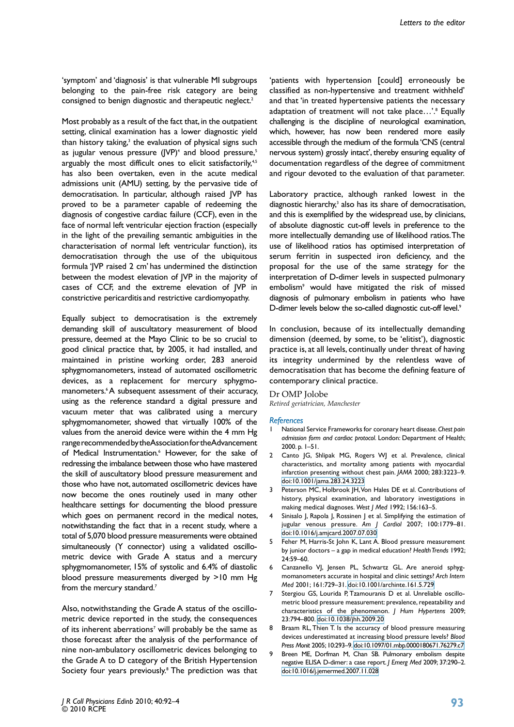'symptom' and 'diagnosis' is that vulnerable MI subgroups belonging to the pain-free risk category are being consigned to benign diagnostic and therapeutic neglect.[2]

Most probably as a result of the fact that, in the outpatient setting, clinical examination has a lower diagnostic yield than history taking,[3] the evaluation of physical signs such as jugular venous pressure (JVP)[4] and blood pressure,[5] arguably the most difficult ones to elicit satisfactorily,[4,5] has also been overtaken, even in the acute medical admissions unit (AMU) setting, by the pervasive tide of democratisation. In particular, although raised JVP has proved to be a parameter capable of redeeming the diagnosis of congestive cardiac failure (CCF), even in the face of normal left ventricular ejection fraction (especially in the light of the prevailing semantic ambiguities in the characterisation of normal left ventricular function), its democratisation through the use of the ubiquitous formula 'JVP raised 2 cm' has undermined the distinction between the modest elevation of JVP in the majority of cases of CCF, and the extreme elevation of JVP in constrictive pericarditis and restrictive cardiomyopathy.

Equally subject to democratisation is the extremely demanding skill of auscultatory measurement of blood pressure, deemed at the Mayo Clinic to be so crucial to good clinical practice that, by 2005, it had installed, and maintained in pristine working order, 283 aneroid sphygmomanometers, instead of automated oscillometric devices, as a replacement for mercury sphygmomanometers.[6] A subsequent assessment of their accuracy, using as the reference standard a digital pressure and vacuum meter that was calibrated using a mercury sphygmomanometer, showed that virtually 100% of the values from the aneroid device were within the 4 mm Hg range recommended by the Association for the Advancement of Medical Instrumentation.[6] However, for the sake of redressing the imbalance between those who have mastered the skill of auscultatory blood pressure measurement and those who have not, automated oscillometric devices have now become the ones routinely used in many other healthcare settings for documenting the blood pressure which goes on permanent record in the medical notes, notwithstanding the fact that in a recent study, where a total of 5,070 blood pressure measurements were obtained simultaneously (Y connector) using a validated oscillometric device with Grade A status and a mercury sphygmomanometer, 15% of systolic and 6.4% of diastolic blood pressure measurements diverged by >10 mm Hg from the mercury standard.[7]

Also, notwithstanding the Grade A status of the oscillometric device reported in the study, the consequences of its inherent aberrations[7] will probably be the same as those forecast after the analysis of the performance of nine non-ambulatory oscillometric devices belonging to the Grade A to D category of the British Hypertension Society four years previously.[8] The prediction was that 'patients with hypertension [could] erroneously be classified as non-hypertensive and treatment withheld' and that 'in treated hypertensive patients the necessary adaptation of treatment will not take place…'.[8] Equally challenging is the discipline of neurological examination, which, however, has now been rendered more easily accessible through the medium of the formula 'CNS (central nervous system) grossly intact', thereby ensuring equality of documentation regardless of the degree of commitment and rigour devoted to the evaluation of that parameter.

Laboratory practice, although ranked lowest in the diagnostic hierarchy,[3] also has its share of democratisation, and this is exemplified by the widespread use, by clinicians, of absolute diagnostic cut-off levels in preference to the more intellectually demanding use of likelihood ratios. The use of likelihood ratios has optimised interpretation of serum ferritin in suspected iron deficiency, and the proposal for the use of the same strategy for the interpretation of D-dimer levels in suspected pulmonary embolism[9] would have mitigated the risk of missed diagnosis of pulmonary embolism in patients who have D-dimer levels below the so-called diagnostic cut-off level.[9]

In conclusion, because of its intellectually demanding dimension (deemed, by some, to be 'elitist'), diagnostic practice is, at all levels, continually under threat of having its integrity undermined by the relentless wave of democratisation that has become the defining feature of contemporary clinical practice.

Dr OMP Jolobe
*Retired geriatrician, Manchester*

### *References*

1. National Service Frameworks for coronary heart disease. *Chest pain admission form and cardiac protocol.* London: Department of Health; 2000. p. 1–51.
2. Canto JG, Shlipak MG, Rogers WJ et al. Prevalence, clinical characteristics, and mortality among patients with myocardial infarction presenting without chest pain. *JAMA* 2000; 283:3223–9. doi:10.1001/jama.283.24.3223
3. Peterson MC, Holbrook JH, Von Hales DE et al. Contributions of history, physical examination, and laboratory investigations in making medical diagnoses. *West J Med* 1992; 156:163–5.
4. Sinisalo J, Rapola J, Rossinen J et al. Simplifying the estimation of jugular venous pressure. *Am J Cardiol* 2007; 100:1779–81. doi:10.1016/j.amjcard.2007.07.030
5. Feher M, Harris-St John K, Lant A. Blood pressure measurement by junior doctors – a gap in medical education? *Health Trends* 1992; 24:59–60.
6. Canzanello VJ, Jensen PL, Schwartz GL. Are aneroid sphygmomanometers accurate in hospital and clinic settings? *Arch Intern Med* 2001; 161:729–31. doi:10.1001/archinte.161.5.729
7. Stergiou GS, Lourida P, Tzamouranis D et al. Unreliable oscillometric blood pressure measurement: prevalence, repeatability and characteristics of the phenomenon. *J Hum Hypertens* 2009; 23:794–800. doi:10.1038/jhh.2009.20
8. Braam RL, Thien T. Is the accuracy of blood pressure measuring devices underestimated at increasing blood pressure levels? *Blood Press Monit* 2005; 10:293–9. doi:10.1097/01.mbp.0000180671.76279.c7
9. Breen ME, Dorfman M, Chan SB. Pulmonary embolism despite negative ELISA D-dimer: a case report. *J Emerg Med* 2009; 37:290–2. doi:10.1016/j.jemermed.2007.11.028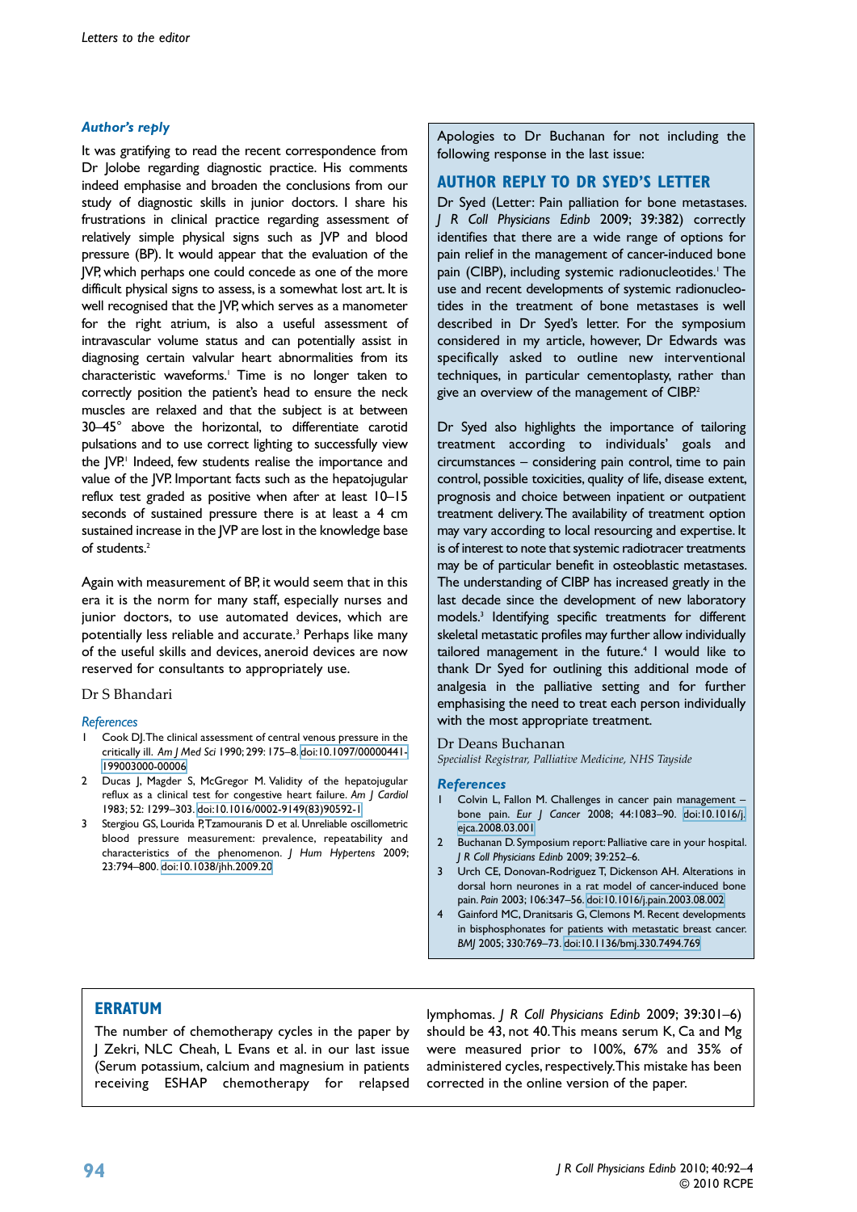### *Author's reply*

It was gratifying to read the recent correspondence from Dr Jolobe regarding diagnostic practice. His comments indeed emphasise and broaden the conclusions from our study of diagnostic skills in junior doctors. I share his frustrations in clinical practice regarding assessment of relatively simple physical signs such as JVP and blood pressure (BP). It would appear that the evaluation of the JVP, which perhaps one could concede as one of the more difficult physical signs to assess, is a somewhat lost art. It is well recognised that the JVP, which serves as a manometer for the right atrium, is also a useful assessment of intravascular volume status and can potentially assist in diagnosing certain valvular heart abnormalities from its characteristic waveforms.[1] Time is no longer taken to correctly position the patient's head to ensure the neck muscles are relaxed and that the subject is at between 30–45° above the horizontal, to differentiate carotid pulsations and to use correct lighting to successfully view the JVP.[1] Indeed, few students realise the importance and value of the JVP. Important facts such as the hepatojugular reflux test graded as positive when after at least 10–15 seconds of sustained pressure there is at least a 4 cm sustained increase in the JVP are lost in the knowledge base of students.[2]

Again with measurement of BP, it would seem that in this era it is the norm for many staff, especially nurses and junior doctors, to use automated devices, which are potentially less reliable and accurate.[3] Perhaps like many of the useful skills and devices, aneroid devices are now reserved for consultants to appropriately use.

Dr S Bhandari

#### *References*

1. Cook DJ. The clinical assessment of central venous pressure in the critically ill. *Am J Med Sci* 1990; 299: 175–8. doi:10.1097/00000441-199003000-00006
2. Ducas J, Magder S, McGregor M. Validity of the hepatojugular reflux as a clinical test for congestive heart failure. *Am J Cardiol* 1983; 52: 1299–303. doi:10.1016/0002-9149(83)90592-1
3. Stergiou GS, Lourida P, Tzamouranis D et al. Unreliable oscillometric blood pressure measurement: prevalence, repeatability and characteristics of the phenomenon. *J Hum Hypertens* 2009; 23:794–800. doi:10.1038/jhh.2009.20

Apologies to Dr Buchanan for not including the following response in the last issue:

## AUTHOR REPLY TO DR SYED'S LETTER

Dr Syed (Letter: Pain palliation for bone metastases. *J R Coll Physicians Edinb* 2009; 39:382) correctly identifies that there are a wide range of options for pain relief in the management of cancer-induced bone pain (CIBP), including systemic radionucleotides.[1] The use and recent developments of systemic radionucleotides in the treatment of bone metastases is well described in Dr Syed's letter. For the symposium considered in my article, however, Dr Edwards was specifically asked to outline new interventional techniques, in particular cementoplasty, rather than give an overview of the management of CIBP.[2]

Dr Syed also highlights the importance of tailoring treatment according to individuals' goals and circumstances – considering pain control, time to pain control, possible toxicities, quality of life, disease extent, prognosis and choice between inpatient or outpatient treatment delivery. The availability of treatment option may vary according to local resourcing and expertise. It is of interest to note that systemic radiotracer treatments may be of particular benefit in osteoblastic metastases. The understanding of CIBP has increased greatly in the last decade since the development of new laboratory models.[3] Identifying specific treatments for different skeletal metastatic profiles may further allow individually tailored management in the future.[4] I would like to thank Dr Syed for outlining this additional mode of analgesia in the palliative setting and for further emphasising the need to treat each person individually with the most appropriate treatment.

Dr Deans Buchanan
*Specialist Registrar, Palliative Medicine, NHS Tayside*

#### *References*

1. Colvin L, Fallon M. Challenges in cancer pain management – bone pain. *Eur J Cancer* 2008; 44:1083–90. doi:10.1016/j.ejca.2008.03.001
2. Buchanan D. Symposium report: Palliative care in your hospital. *J R Coll Physicians Edinb* 2009; 39:252–6.
3. Urch CE, Donovan-Rodriguez T, Dickenson AH. Alterations in dorsal horn neurones in a rat model of cancer-induced bone pain. *Pain* 2003; 106:347–56. doi:10.1016/j.pain.2003.08.002
4. Gainford MC, Dranitsaris G, Clemons M. Recent developments in bisphosphonates for patients with metastatic breast cancer. *BMJ* 2005; 330:769–73. doi:10.1136/bmj.330.7494.769

## ERRATUM

The number of chemotherapy cycles in the paper by J Zekri, NLC Cheah, L Evans et al. in our last issue (Serum potassium, calcium and magnesium in patients receiving ESHAP chemotherapy for relapsed lymphomas. *J R Coll Physicians Edinb* 2009; 39:301–6) should be 43, not 40. This means serum K, Ca and Mg were measured prior to 100%, 67% and 35% of administered cycles, respectively. This mistake has been corrected in the online version of the paper.